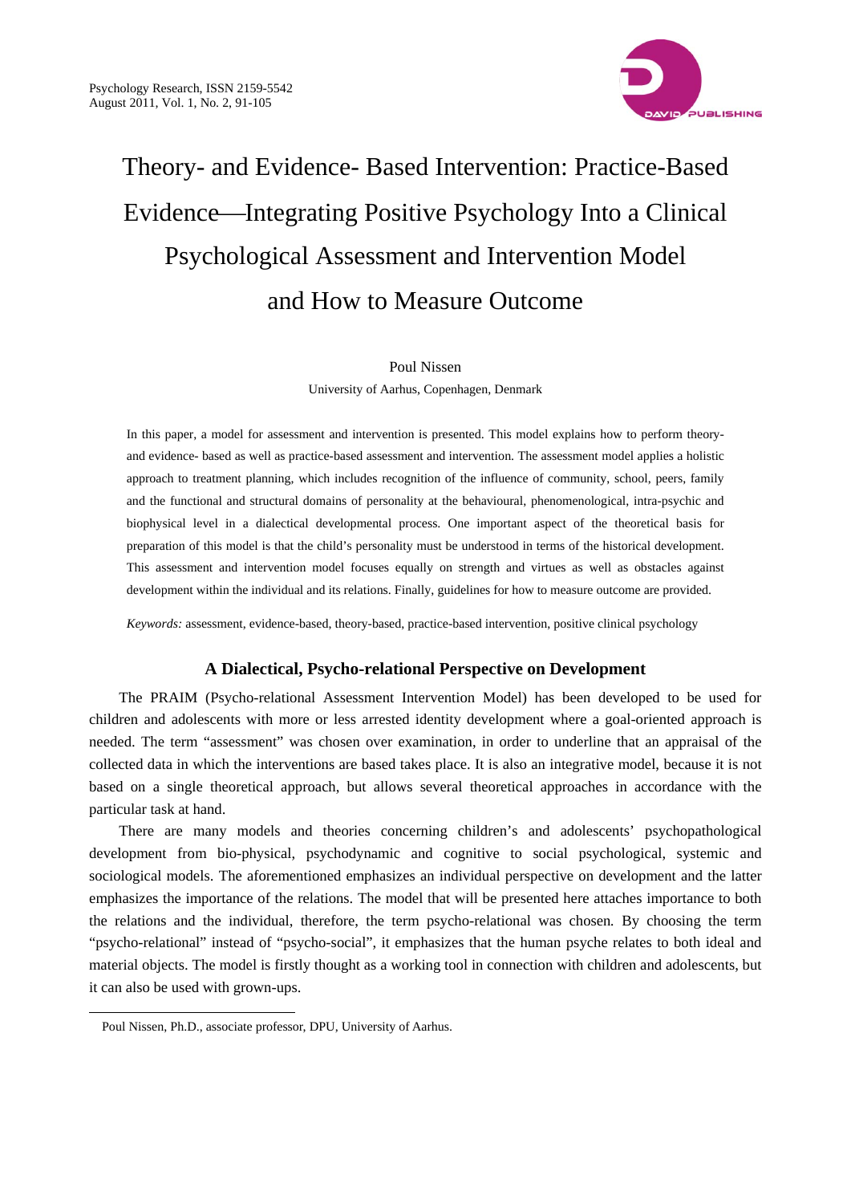# Theory- and Evidence- Based Intervention: Practice-Based Evidence—Integrating Positive Psychology Into a Clinical Psychological Assessment and Intervention Model and How to Measure Outcome

Poul Nissen

University of Aarhus, Copenhagen, Denmark

In this paper, a model for assessment and intervention is presented. This model explains how to perform theory- and evidence- based as well as practice-based assessment and intervention. The assessment model applies a holistic approach to treatment planning, which includes recognition of the influence of community, school, peers, family and the functional and structural domains of personality at the behavioural, phenomenological, intra-psychic and biophysical level in a dialectical developmental process. One important aspect of the theoretical basis for preparation of this model is that the child's personality must be understood in terms of the historical development. This assessment and intervention model focuses equally on strength and virtues as well as obstacles against development within the individual and its relations. Finally, guidelines for how to measure outcome are provided.

*Keywords:* assessment, evidence-based, theory-based, practice-based intervention, positive clinical psychology

## A Dialectical, Psycho-relational Perspective on Development

The PRAIM (Psycho-relational Assessment Intervention Model) has been developed to be used for children and adolescents with more or less arrested identity development where a goal-oriented approach is needed. The term "assessment" was chosen over examination, in order to underline that an appraisal of the collected data in which the interventions are based takes place. It is also an integrative model, because it is not based on a single theoretical approach, but allows several theoretical approaches in accordance with the particular task at hand.

There are many models and theories concerning children's and adolescents' psychopathological development from bio-physical, psychodynamic and cognitive to social psychological, systemic and sociological models. The aforementioned emphasizes an individual perspective on development and the latter emphasizes the importance of the relations. The model that will be presented here attaches importance to both the relations and the individual, therefore, the term psycho-relational was chosen. By choosing the term "psycho-relational" instead of "psycho-social", it emphasizes that the human psyche relates to both ideal and material objects. The model is firstly thought as a working tool in connection with children and adolescents, but it can also be used with grown-ups.

---

Poul Nissen, Ph.D., associate professor, DPU, University of Aarhus.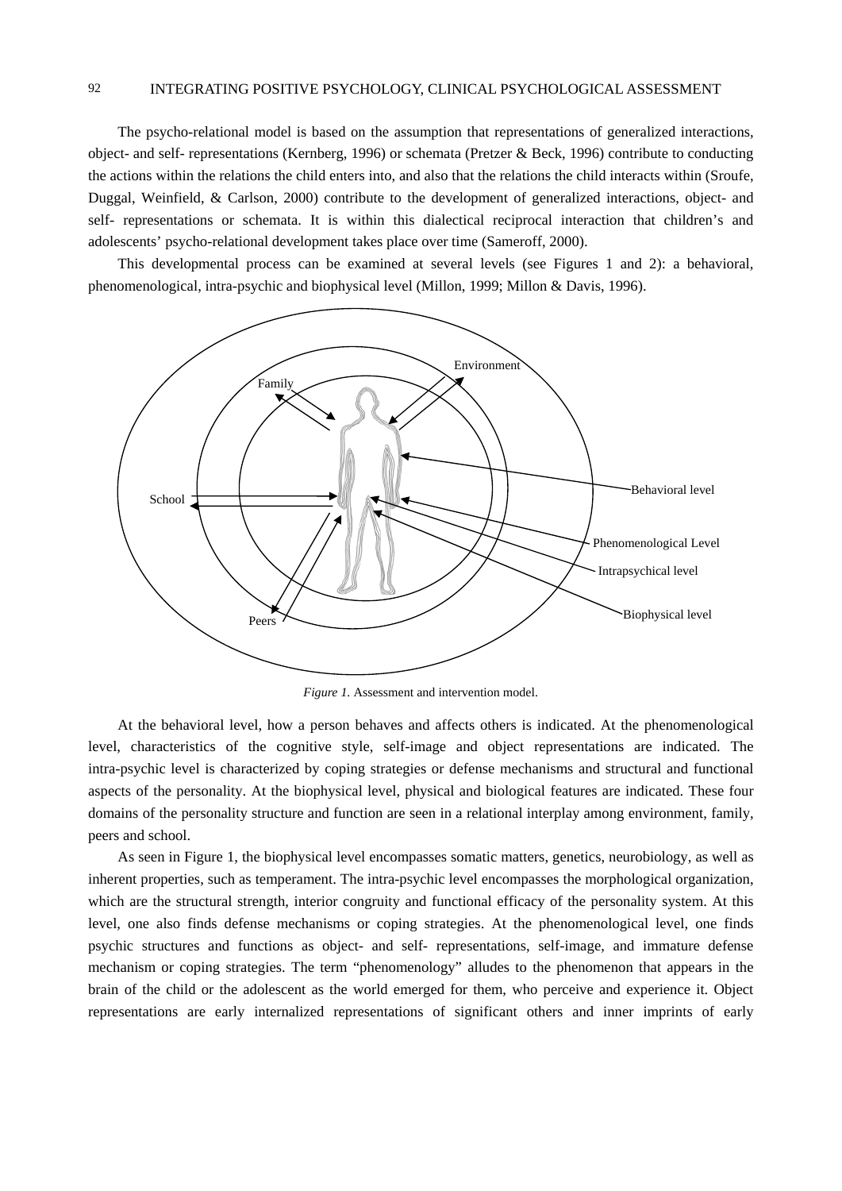The psycho-relational model is based on the assumption that representations of generalized interactions, object- and self- representations (Kernberg, 1996) or schemata (Pretzer & Beck, 1996) contribute to conducting the actions within the relations the child enters into, and also that the relations the child interacts within (Sroufe, Duggal, Weinfield, & Carlson, 2000) contribute to the development of generalized interactions, object- and self- representations or schemata. It is within this dialectical reciprocal interaction that children's and adolescents' psycho-relational development takes place over time (Sameroff, 2000).

This developmental process can be examined at several levels (see Figures 1 and 2): a behavioral, phenomenological, intra-psychic and biophysical level (Millon, 1999; Millon & Davis, 1996).

*Figure 1.* Assessment and intervention model.

At the behavioral level, how a person behaves and affects others is indicated. At the phenomenological level, characteristics of the cognitive style, self-image and object representations are indicated. The intra-psychic level is characterized by coping strategies or defense mechanisms and structural and functional aspects of the personality. At the biophysical level, physical and biological features are indicated. These four domains of the personality structure and function are seen in a relational interplay among environment, family, peers and school.

As seen in Figure 1, the biophysical level encompasses somatic matters, genetics, neurobiology, as well as inherent properties, such as temperament. The intra-psychic level encompasses the morphological organization, which are the structural strength, interior congruity and functional efficacy of the personality system. At this level, one also finds defense mechanisms or coping strategies. At the phenomenological level, one finds psychic structures and functions as object- and self- representations, self-image, and immature defense mechanism or coping strategies. The term "phenomenology" alludes to the phenomenon that appears in the brain of the child or the adolescent as the world emerged for them, who perceive and experience it. Object representations are early internalized representations of significant others and inner imprints of early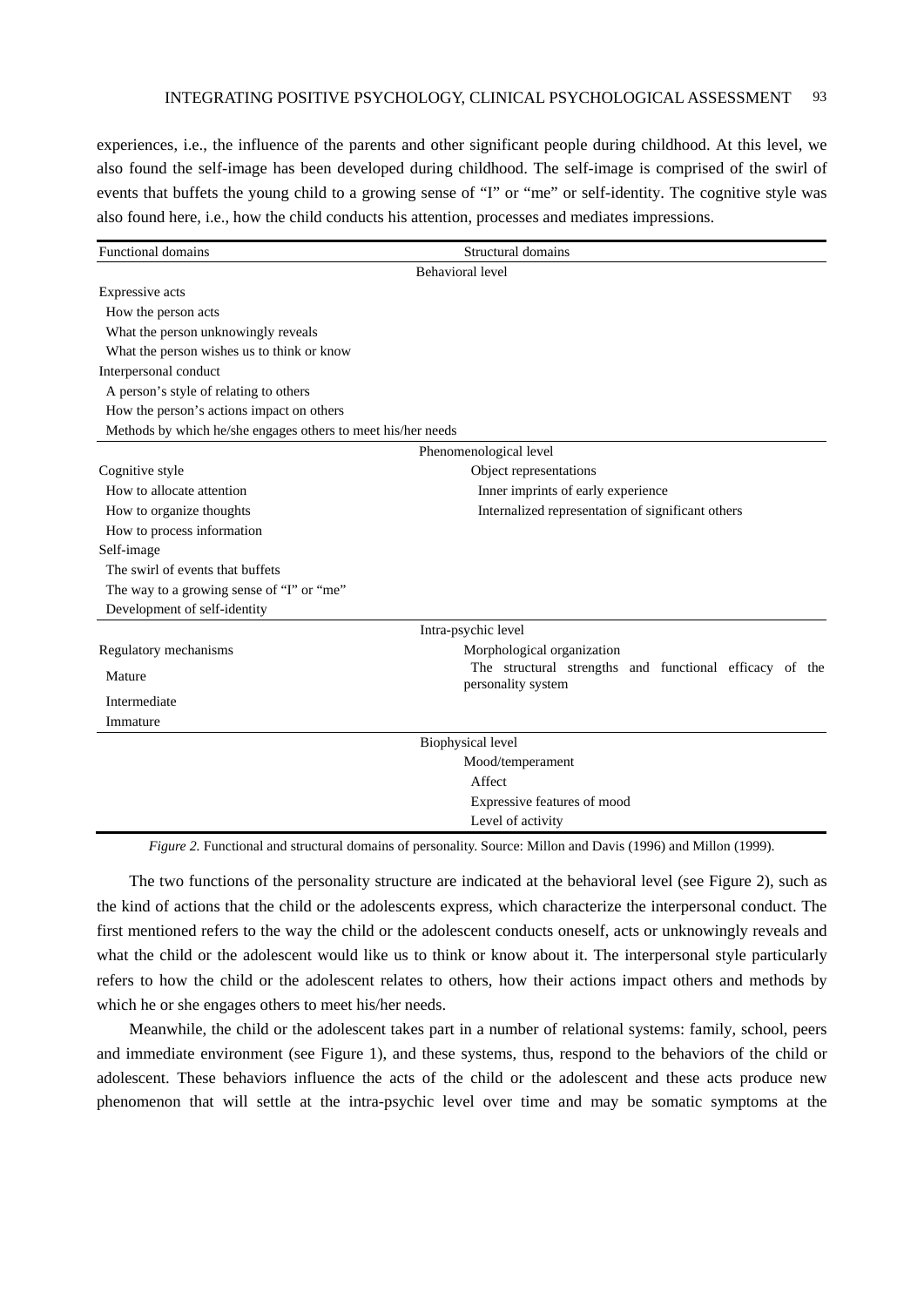experiences, i.e., the influence of the parents and other significant people during childhood. At this level, we also found the self-image has been developed during childhood. The self-image is comprised of the swirl of events that buffets the young child to a growing sense of "I" or "me" or self-identity. The cognitive style was also found here, i.e., how the child conducts his attention, processes and mediates impressions.

| Functional domains | Structural domains |
|---|---|
| **Behavioral level** | |
| Expressive acts | |
| How the person acts | |
| What the person unknowingly reveals | |
| What the person wishes us to think or know | |
| Interpersonal conduct | |
| A person's style of relating to others | |
| How the person's actions impact on others | |
| Methods by which he/she engages others to meet his/her needs | |
| **Phenomenological level** | |
| Cognitive style | Object representations |
| How to allocate attention | Inner imprints of early experience |
| How to organize thoughts | Internalized representation of significant others |
| How to process information | |
| Self-image | |
| The swirl of events that buffets | |
| The way to a growing sense of "I" or "me" | |
| Development of self-identity | |
| **Intra-psychic level** | |
| Regulatory mechanisms | Morphological organization |
| Mature | The structural strengths and functional efficacy of the personality system |
| Intermediate | |
| Immature | |
| **Biophysical level** | |
| | Mood/temperament |
| | Affect |
| | Expressive features of mood |
| | Level of activity |

*Figure 2.* Functional and structural domains of personality. Source: Millon and Davis (1996) and Millon (1999).

The two functions of the personality structure are indicated at the behavioral level (see Figure 2), such as the kind of actions that the child or the adolescents express, which characterize the interpersonal conduct. The first mentioned refers to the way the child or the adolescent conducts oneself, acts or unknowingly reveals and what the child or the adolescent would like us to think or know about it. The interpersonal style particularly refers to how the child or the adolescent relates to others, how their actions impact others and methods by which he or she engages others to meet his/her needs.

Meanwhile, the child or the adolescent takes part in a number of relational systems: family, school, peers and immediate environment (see Figure 1), and these systems, thus, respond to the behaviors of the child or adolescent. These behaviors influence the acts of the child or the adolescent and these acts produce new phenomenon that will settle at the intra-psychic level over time and may be somatic symptoms at the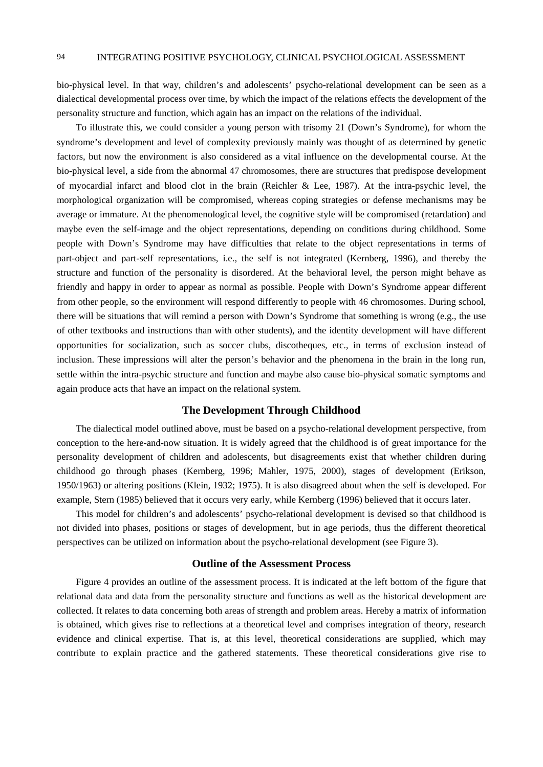bio-physical level. In that way, children's and adolescents' psycho-relational development can be seen as a dialectical developmental process over time, by which the impact of the relations effects the development of the personality structure and function, which again has an impact on the relations of the individual.

To illustrate this, we could consider a young person with trisomy 21 (Down's Syndrome), for whom the syndrome's development and level of complexity previously mainly was thought of as determined by genetic factors, but now the environment is also considered as a vital influence on the developmental course. At the bio-physical level, a side from the abnormal 47 chromosomes, there are structures that predispose development of myocardial infarct and blood clot in the brain (Reichler & Lee, 1987). At the intra-psychic level, the morphological organization will be compromised, whereas coping strategies or defense mechanisms may be average or immature. At the phenomenological level, the cognitive style will be compromised (retardation) and maybe even the self-image and the object representations, depending on conditions during childhood. Some people with Down's Syndrome may have difficulties that relate to the object representations in terms of part-object and part-self representations, i.e., the self is not integrated (Kernberg, 1996), and thereby the structure and function of the personality is disordered. At the behavioral level, the person might behave as friendly and happy in order to appear as normal as possible. People with Down's Syndrome appear different from other people, so the environment will respond differently to people with 46 chromosomes. During school, there will be situations that will remind a person with Down's Syndrome that something is wrong (e.g., the use of other textbooks and instructions than with other students), and the identity development will have different opportunities for socialization, such as soccer clubs, discotheques, etc., in terms of exclusion instead of inclusion. These impressions will alter the person's behavior and the phenomena in the brain in the long run, settle within the intra-psychic structure and function and maybe also cause bio-physical somatic symptoms and again produce acts that have an impact on the relational system.

### The Development Through Childhood

The dialectical model outlined above, must be based on a psycho-relational development perspective, from conception to the here-and-now situation. It is widely agreed that the childhood is of great importance for the personality development of children and adolescents, but disagreements exist that whether children during childhood go through phases (Kernberg, 1996; Mahler, 1975, 2000), stages of development (Erikson, 1950/1963) or altering positions (Klein, 1932; 1975). It is also disagreed about when the self is developed. For example, Stern (1985) believed that it occurs very early, while Kernberg (1996) believed that it occurs later.

This model for children's and adolescents' psycho-relational development is devised so that childhood is not divided into phases, positions or stages of development, but in age periods, thus the different theoretical perspectives can be utilized on information about the psycho-relational development (see Figure 3).

### Outline of the Assessment Process

Figure 4 provides an outline of the assessment process. It is indicated at the left bottom of the figure that relational data and data from the personality structure and functions as well as the historical development are collected. It relates to data concerning both areas of strength and problem areas. Hereby a matrix of information is obtained, which gives rise to reflections at a theoretical level and comprises integration of theory, research evidence and clinical expertise. That is, at this level, theoretical considerations are supplied, which may contribute to explain practice and the gathered statements. These theoretical considerations give rise to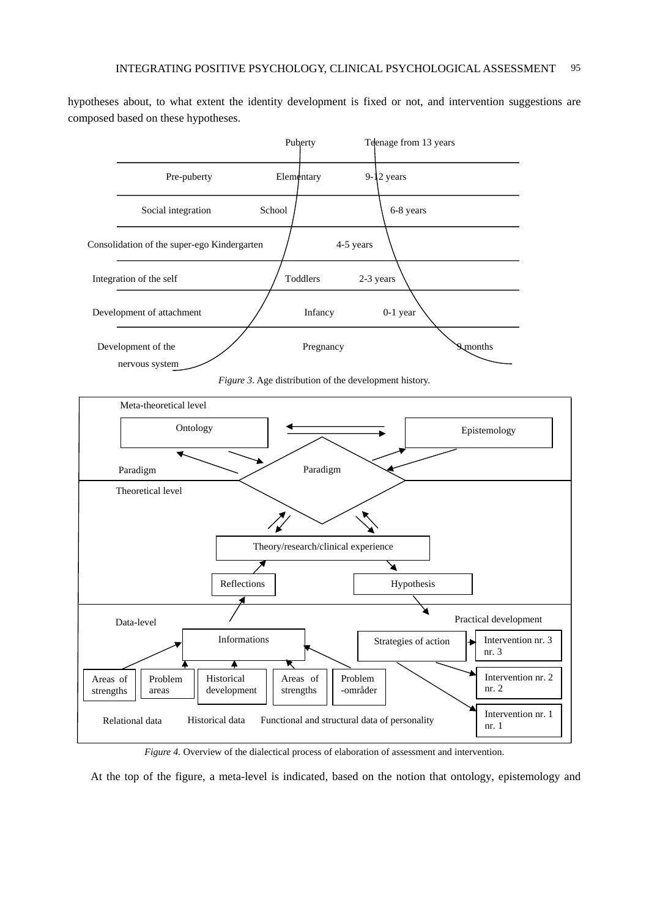hypotheses about, to what extent the identity development is fixed or not, and intervention suggestions are composed based on these hypotheses.

| | | |
|---|---|---|
| | Puberty | Teenage from 13 years |
| Pre-puberty | Elementary | 9-12 years |
| Social integration | School | 6-8 years |
| Consolidation of the super-ego | Kindergarten | 4-5 years |
| Integration of the self | Toddlers | 2-3 years |
| Development of attachment | Infancy | 0-1 year |
| Development of the nervous system | Pregnancy | 9 months |

*Figure 3*. Age distribution of the development history.

Meta-theoretical level

Ontology ⇄ Epistemology

Paradigm — Paradigm

Theoretical level

Theory/research/clinical experience

Reflections — Hypothesis

Data-level — Practical development

Informations — Strategies of action

Intervention nr. 3 nr. 3

Intervention nr. 2 nr. 2

Intervention nr. 1 nr. 1

Areas of strengths | Problem areas | Historical development | Areas of strengths | Problem -områder

Relational data — Historical data — Functional and structural data of personality

*Figure 4.* Overview of the dialectical process of elaboration of assessment and intervention.

At the top of the figure, a meta-level is indicated, based on the notion that ontology, epistemology and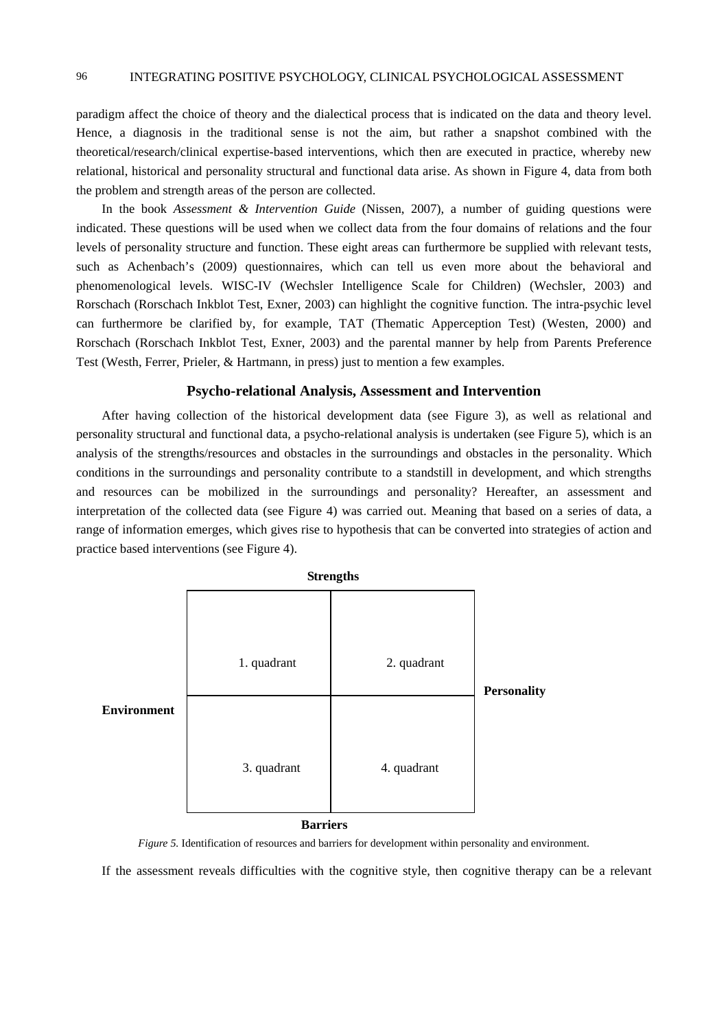paradigm affect the choice of theory and the dialectical process that is indicated on the data and theory level. Hence, a diagnosis in the traditional sense is not the aim, but rather a snapshot combined with the theoretical/research/clinical expertise-based interventions, which then are executed in practice, whereby new relational, historical and personality structural and functional data arise. As shown in Figure 4, data from both the problem and strength areas of the person are collected.

In the book *Assessment & Intervention Guide* (Nissen, 2007), a number of guiding questions were indicated. These questions will be used when we collect data from the four domains of relations and the four levels of personality structure and function. These eight areas can furthermore be supplied with relevant tests, such as Achenbach's (2009) questionnaires, which can tell us even more about the behavioral and phenomenological levels. WISC-IV (Wechsler Intelligence Scale for Children) (Wechsler, 2003) and Rorschach (Rorschach Inkblot Test, Exner, 2003) can highlight the cognitive function. The intra-psychic level can furthermore be clarified by, for example, TAT (Thematic Apperception Test) (Westen, 2000) and Rorschach (Rorschach Inkblot Test, Exner, 2003) and the parental manner by help from Parents Preference Test (Westh, Ferrer, Prieler, & Hartmann, in press) just to mention a few examples.

## Psycho-relational Analysis, Assessment and Intervention

After having collection of the historical development data (see Figure 3), as well as relational and personality structural and functional data, a psycho-relational analysis is undertaken (see Figure 5), which is an analysis of the strengths/resources and obstacles in the surroundings and obstacles in the personality. Which conditions in the surroundings and personality contribute to a standstill in development, and which strengths and resources can be mobilized in the surroundings and personality? Hereafter, an assessment and interpretation of the collected data (see Figure 4) was carried out. Meaning that based on a series of data, a range of information emerges, which gives rise to hypothesis that can be converted into strategies of action and practice based interventions (see Figure 4).

**Strengths**

| **Environment** | | **Personality** |
|---|---|---|
| | 1. quadrant | 2. quadrant |
| | 3. quadrant | 4. quadrant |

**Barriers**

*Figure 5.* Identification of resources and barriers for development within personality and environment.

If the assessment reveals difficulties with the cognitive style, then cognitive therapy can be a relevant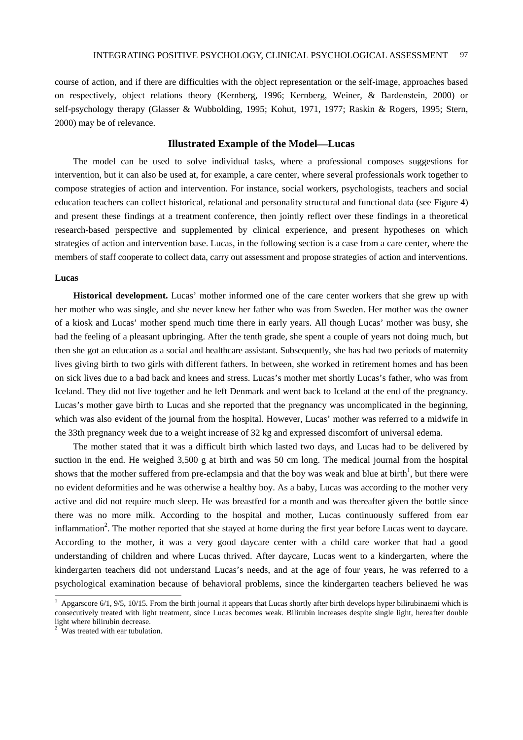course of action, and if there are difficulties with the object representation or the self-image, approaches based on respectively, object relations theory (Kernberg, 1996; Kernberg, Weiner, & Bardenstein, 2000) or self-psychology therapy (Glasser & Wubbolding, 1995; Kohut, 1971, 1977; Raskin & Rogers, 1995; Stern, 2000) may be of relevance.

## Illustrated Example of the Model—Lucas

The model can be used to solve individual tasks, where a professional composes suggestions for intervention, but it can also be used at, for example, a care center, where several professionals work together to compose strategies of action and intervention. For instance, social workers, psychologists, teachers and social education teachers can collect historical, relational and personality structural and functional data (see Figure 4) and present these findings at a treatment conference, then jointly reflect over these findings in a theoretical research-based perspective and supplemented by clinical experience, and present hypotheses on which strategies of action and intervention base. Lucas, in the following section is a case from a care center, where the members of staff cooperate to collect data, carry out assessment and propose strategies of action and interventions.

### Lucas

**Historical development.** Lucas' mother informed one of the care center workers that she grew up with her mother who was single, and she never knew her father who was from Sweden. Her mother was the owner of a kiosk and Lucas' mother spend much time there in early years. All though Lucas' mother was busy, she had the feeling of a pleasant upbringing. After the tenth grade, she spent a couple of years not doing much, but then she got an education as a social and healthcare assistant. Subsequently, she has had two periods of maternity lives giving birth to two girls with different fathers. In between, she worked in retirement homes and has been on sick lives due to a bad back and knees and stress. Lucas's mother met shortly Lucas's father, who was from Iceland. They did not live together and he left Denmark and went back to Iceland at the end of the pregnancy. Lucas's mother gave birth to Lucas and she reported that the pregnancy was uncomplicated in the beginning, which was also evident of the journal from the hospital. However, Lucas' mother was referred to a midwife in the 33th pregnancy week due to a weight increase of 32 kg and expressed discomfort of universal edema.

The mother stated that it was a difficult birth which lasted two days, and Lucas had to be delivered by suction in the end. He weighed 3,500 g at birth and was 50 cm long. The medical journal from the hospital shows that the mother suffered from pre-eclampsia and that the boy was weak and blue at birth[1], but there were no evident deformities and he was otherwise a healthy boy. As a baby, Lucas was according to the mother very active and did not require much sleep. He was breastfed for a month and was thereafter given the bottle since there was no more milk. According to the hospital and mother, Lucas continuously suffered from ear inflammation[2]. The mother reported that she stayed at home during the first year before Lucas went to daycare. According to the mother, it was a very good daycare center with a child care worker that had a good understanding of children and where Lucas thrived. After daycare, Lucas went to a kindergarten, where the kindergarten teachers did not understand Lucas's needs, and at the age of four years, he was referred to a psychological examination because of behavioral problems, since the kindergarten teachers believed he was

---

[1] Apgarscore 6/1, 9/5, 10/15. From the birth journal it appears that Lucas shortly after birth develops hyper bilirubinaemi which is consecutively treated with light treatment, since Lucas becomes weak. Bilirubin increases despite single light, hereafter double light where bilirubin decrease.

[2] Was treated with ear tubulation.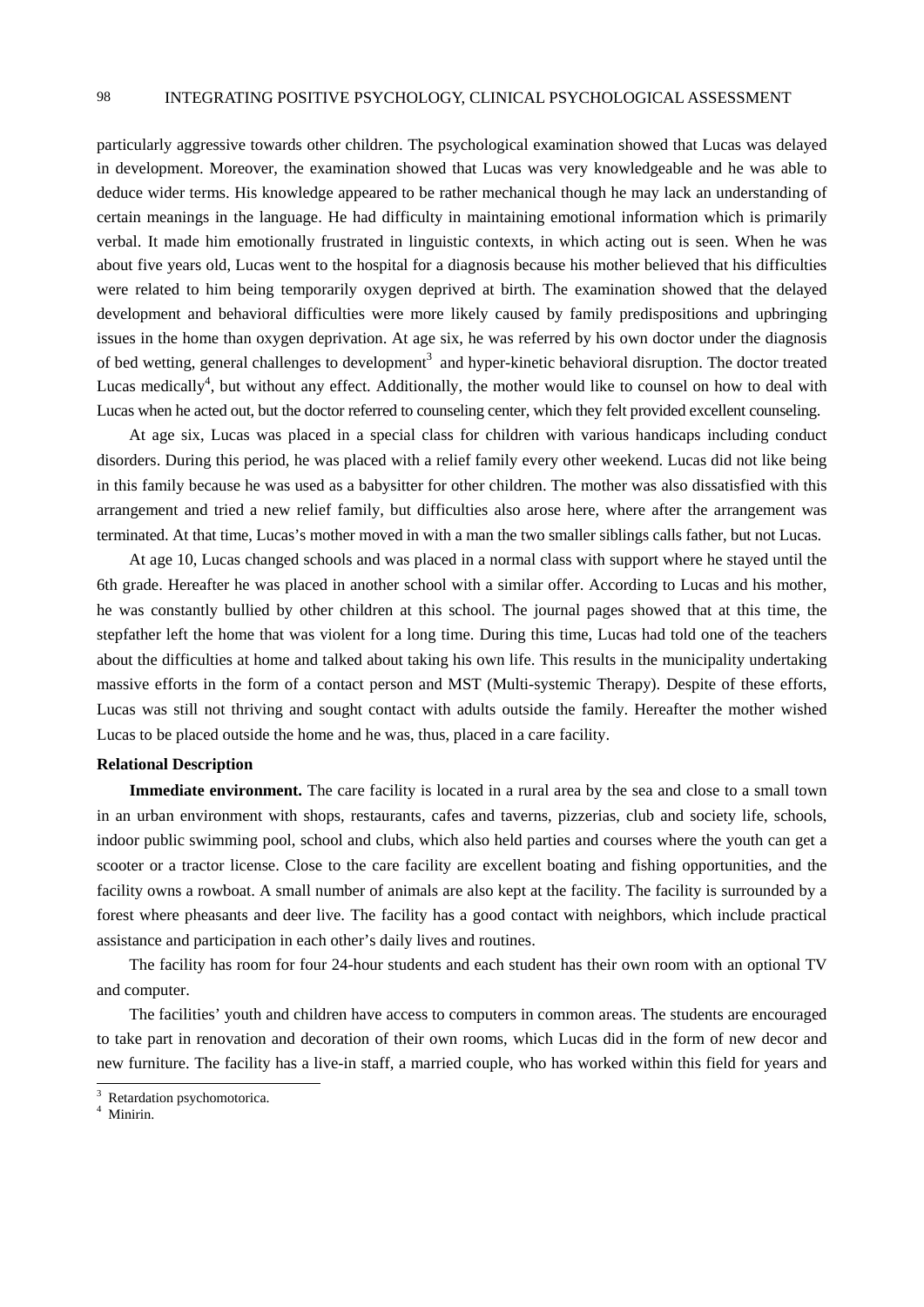particularly aggressive towards other children. The psychological examination showed that Lucas was delayed in development. Moreover, the examination showed that Lucas was very knowledgeable and he was able to deduce wider terms. His knowledge appeared to be rather mechanical though he may lack an understanding of certain meanings in the language. He had difficulty in maintaining emotional information which is primarily verbal. It made him emotionally frustrated in linguistic contexts, in which acting out is seen. When he was about five years old, Lucas went to the hospital for a diagnosis because his mother believed that his difficulties were related to him being temporarily oxygen deprived at birth. The examination showed that the delayed development and behavioral difficulties were more likely caused by family predispositions and upbringing issues in the home than oxygen deprivation. At age six, he was referred by his own doctor under the diagnosis of bed wetting, general challenges to development[3] and hyper-kinetic behavioral disruption. The doctor treated Lucas medically[4], but without any effect. Additionally, the mother would like to counsel on how to deal with Lucas when he acted out, but the doctor referred to counseling center, which they felt provided excellent counseling.

At age six, Lucas was placed in a special class for children with various handicaps including conduct disorders. During this period, he was placed with a relief family every other weekend. Lucas did not like being in this family because he was used as a babysitter for other children. The mother was also dissatisfied with this arrangement and tried a new relief family, but difficulties also arose here, where after the arrangement was terminated. At that time, Lucas's mother moved in with a man the two smaller siblings calls father, but not Lucas.

At age 10, Lucas changed schools and was placed in a normal class with support where he stayed until the 6th grade. Hereafter he was placed in another school with a similar offer. According to Lucas and his mother, he was constantly bullied by other children at this school. The journal pages showed that at this time, the stepfather left the home that was violent for a long time. During this time, Lucas had told one of the teachers about the difficulties at home and talked about taking his own life. This results in the municipality undertaking massive efforts in the form of a contact person and MST (Multi-systemic Therapy). Despite of these efforts, Lucas was still not thriving and sought contact with adults outside the family. Hereafter the mother wished Lucas to be placed outside the home and he was, thus, placed in a care facility.

**Relational Description**

**Immediate environment.** The care facility is located in a rural area by the sea and close to a small town in an urban environment with shops, restaurants, cafes and taverns, pizzerias, club and society life, schools, indoor public swimming pool, school and clubs, which also held parties and courses where the youth can get a scooter or a tractor license. Close to the care facility are excellent boating and fishing opportunities, and the facility owns a rowboat. A small number of animals are also kept at the facility. The facility is surrounded by a forest where pheasants and deer live. The facility has a good contact with neighbors, which include practical assistance and participation in each other's daily lives and routines.

The facility has room for four 24-hour students and each student has their own room with an optional TV and computer.

The facilities' youth and children have access to computers in common areas. The students are encouraged to take part in renovation and decoration of their own rooms, which Lucas did in the form of new decor and new furniture. The facility has a live-in staff, a married couple, who has worked within this field for years and

[3] Retardation psychomotorica.

[4] Minirin.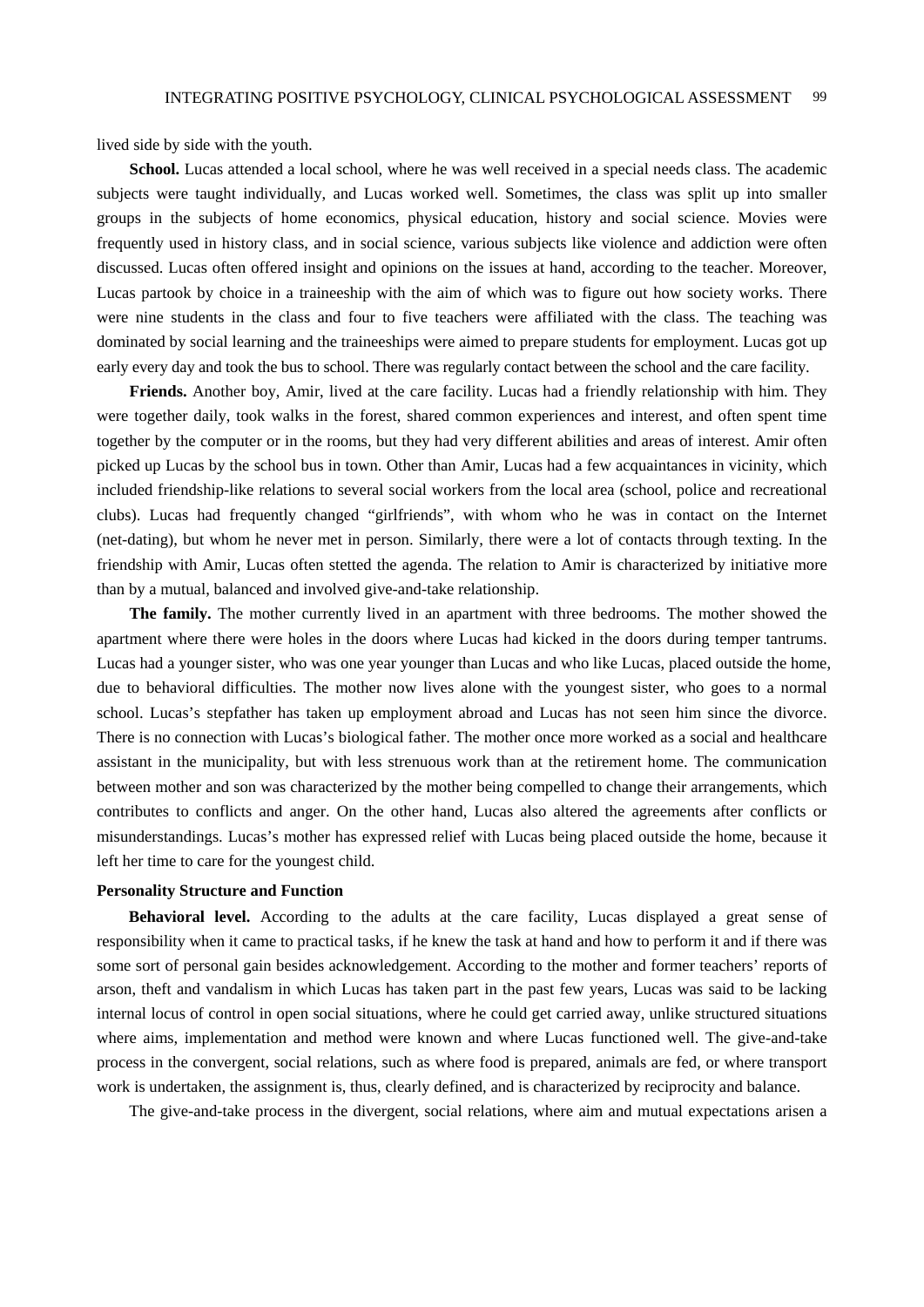lived side by side with the youth.

**School.** Lucas attended a local school, where he was well received in a special needs class. The academic subjects were taught individually, and Lucas worked well. Sometimes, the class was split up into smaller groups in the subjects of home economics, physical education, history and social science. Movies were frequently used in history class, and in social science, various subjects like violence and addiction were often discussed. Lucas often offered insight and opinions on the issues at hand, according to the teacher. Moreover, Lucas partook by choice in a traineeship with the aim of which was to figure out how society works. There were nine students in the class and four to five teachers were affiliated with the class. The teaching was dominated by social learning and the traineeships were aimed to prepare students for employment. Lucas got up early every day and took the bus to school. There was regularly contact between the school and the care facility.

**Friends.** Another boy, Amir, lived at the care facility. Lucas had a friendly relationship with him. They were together daily, took walks in the forest, shared common experiences and interest, and often spent time together by the computer or in the rooms, but they had very different abilities and areas of interest. Amir often picked up Lucas by the school bus in town. Other than Amir, Lucas had a few acquaintances in vicinity, which included friendship-like relations to several social workers from the local area (school, police and recreational clubs). Lucas had frequently changed "girlfriends", with whom who he was in contact on the Internet (net-dating), but whom he never met in person. Similarly, there were a lot of contacts through texting. In the friendship with Amir, Lucas often stetted the agenda. The relation to Amir is characterized by initiative more than by a mutual, balanced and involved give-and-take relationship.

**The family.** The mother currently lived in an apartment with three bedrooms. The mother showed the apartment where there were holes in the doors where Lucas had kicked in the doors during temper tantrums. Lucas had a younger sister, who was one year younger than Lucas and who like Lucas, placed outside the home, due to behavioral difficulties. The mother now lives alone with the youngest sister, who goes to a normal school. Lucas's stepfather has taken up employment abroad and Lucas has not seen him since the divorce. There is no connection with Lucas's biological father. The mother once more worked as a social and healthcare assistant in the municipality, but with less strenuous work than at the retirement home. The communication between mother and son was characterized by the mother being compelled to change their arrangements, which contributes to conflicts and anger. On the other hand, Lucas also altered the agreements after conflicts or misunderstandings. Lucas's mother has expressed relief with Lucas being placed outside the home, because it left her time to care for the youngest child.

### Personality Structure and Function

**Behavioral level.** According to the adults at the care facility, Lucas displayed a great sense of responsibility when it came to practical tasks, if he knew the task at hand and how to perform it and if there was some sort of personal gain besides acknowledgement. According to the mother and former teachers' reports of arson, theft and vandalism in which Lucas has taken part in the past few years, Lucas was said to be lacking internal locus of control in open social situations, where he could get carried away, unlike structured situations where aims, implementation and method were known and where Lucas functioned well. The give-and-take process in the convergent, social relations, such as where food is prepared, animals are fed, or where transport work is undertaken, the assignment is, thus, clearly defined, and is characterized by reciprocity and balance.

The give-and-take process in the divergent, social relations, where aim and mutual expectations arisen a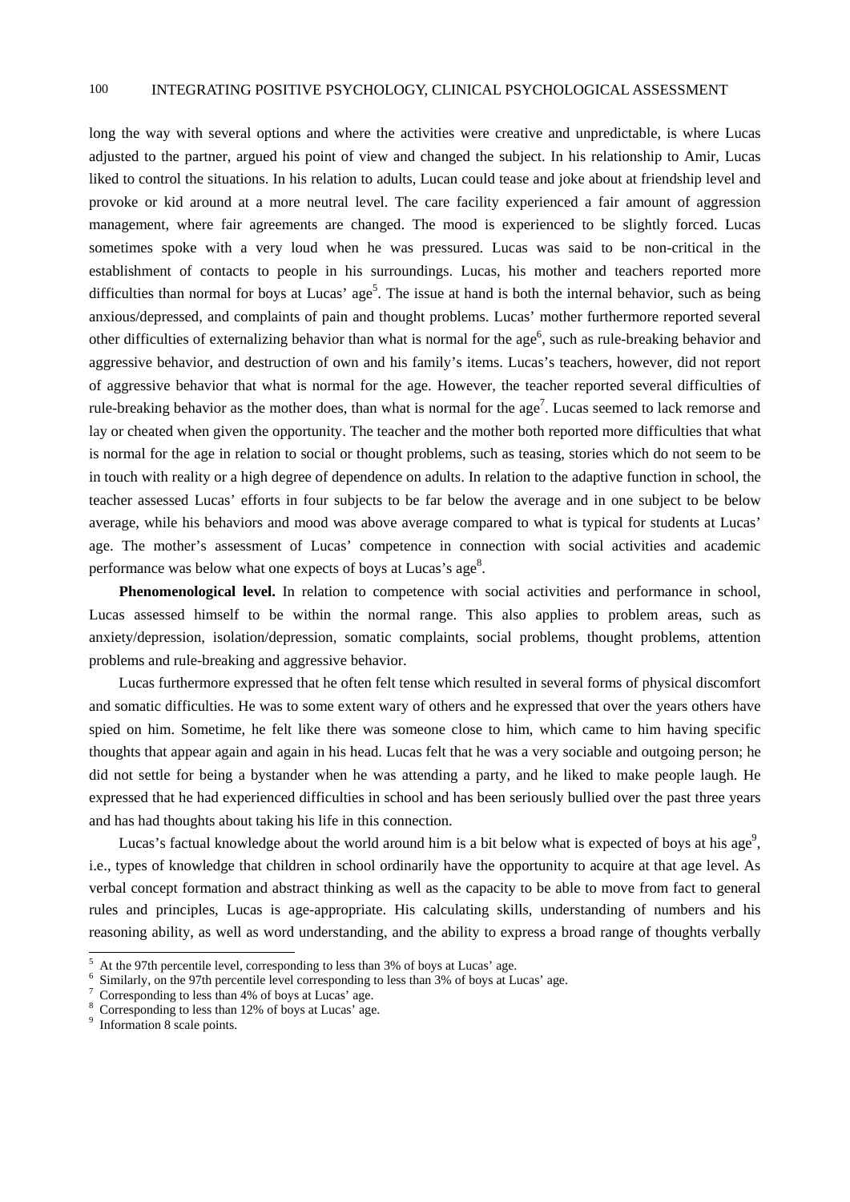long the way with several options and where the activities were creative and unpredictable, is where Lucas adjusted to the partner, argued his point of view and changed the subject. In his relationship to Amir, Lucas liked to control the situations. In his relation to adults, Lucan could tease and joke about at friendship level and provoke or kid around at a more neutral level. The care facility experienced a fair amount of aggression management, where fair agreements are changed. The mood is experienced to be slightly forced. Lucas sometimes spoke with a very loud when he was pressured. Lucas was said to be non-critical in the establishment of contacts to people in his surroundings. Lucas, his mother and teachers reported more difficulties than normal for boys at Lucas' age[5]. The issue at hand is both the internal behavior, such as being anxious/depressed, and complaints of pain and thought problems. Lucas' mother furthermore reported several other difficulties of externalizing behavior than what is normal for the age[6], such as rule-breaking behavior and aggressive behavior, and destruction of own and his family's items. Lucas's teachers, however, did not report of aggressive behavior that what is normal for the age. However, the teacher reported several difficulties of rule-breaking behavior as the mother does, than what is normal for the age[7]. Lucas seemed to lack remorse and lay or cheated when given the opportunity. The teacher and the mother both reported more difficulties that what is normal for the age in relation to social or thought problems, such as teasing, stories which do not seem to be in touch with reality or a high degree of dependence on adults. In relation to the adaptive function in school, the teacher assessed Lucas' efforts in four subjects to be far below the average and in one subject to be below average, while his behaviors and mood was above average compared to what is typical for students at Lucas' age. The mother's assessment of Lucas' competence in connection with social activities and academic performance was below what one expects of boys at Lucas's age[8].

**Phenomenological level.** In relation to competence with social activities and performance in school, Lucas assessed himself to be within the normal range. This also applies to problem areas, such as anxiety/depression, isolation/depression, somatic complaints, social problems, thought problems, attention problems and rule-breaking and aggressive behavior.

Lucas furthermore expressed that he often felt tense which resulted in several forms of physical discomfort and somatic difficulties. He was to some extent wary of others and he expressed that over the years others have spied on him. Sometime, he felt like there was someone close to him, which came to him having specific thoughts that appear again and again in his head. Lucas felt that he was a very sociable and outgoing person; he did not settle for being a bystander when he was attending a party, and he liked to make people laugh. He expressed that he had experienced difficulties in school and has been seriously bullied over the past three years and has had thoughts about taking his life in this connection.

Lucas's factual knowledge about the world around him is a bit below what is expected of boys at his age[9], i.e., types of knowledge that children in school ordinarily have the opportunity to acquire at that age level. As verbal concept formation and abstract thinking as well as the capacity to be able to move from fact to general rules and principles, Lucas is age-appropriate. His calculating skills, understanding of numbers and his reasoning ability, as well as word understanding, and the ability to express a broad range of thoughts verbally

---

[5] At the 97th percentile level, corresponding to less than 3% of boys at Lucas' age.

[6] Similarly, on the 97th percentile level corresponding to less than 3% of boys at Lucas' age.

[7] Corresponding to less than 4% of boys at Lucas' age.

[8] Corresponding to less than 12% of boys at Lucas' age.

[9] Information 8 scale points.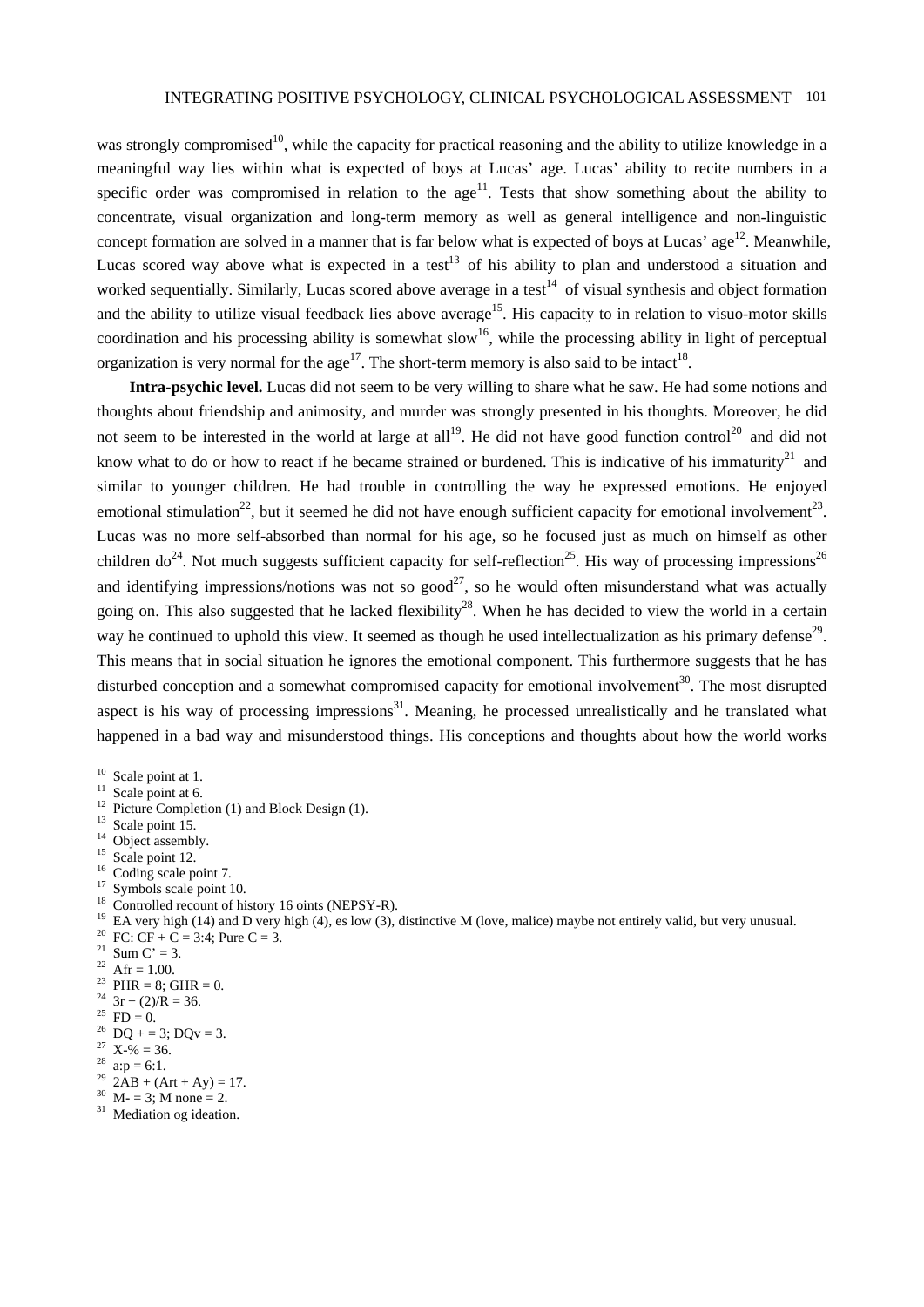was strongly compromised[10], while the capacity for practical reasoning and the ability to utilize knowledge in a meaningful way lies within what is expected of boys at Lucas' age. Lucas' ability to recite numbers in a specific order was compromised in relation to the age[11]. Tests that show something about the ability to concentrate, visual organization and long-term memory as well as general intelligence and non-linguistic concept formation are solved in a manner that is far below what is expected of boys at Lucas' age[12]. Meanwhile, Lucas scored way above what is expected in a test[13] of his ability to plan and understood a situation and worked sequentially. Similarly, Lucas scored above average in a test[14] of visual synthesis and object formation and the ability to utilize visual feedback lies above average[15]. His capacity to in relation to visuo-motor skills coordination and his processing ability is somewhat slow[16], while the processing ability in light of perceptual organization is very normal for the age[17]. The short-term memory is also said to be intact[18].

**Intra-psychic level.** Lucas did not seem to be very willing to share what he saw. He had some notions and thoughts about friendship and animosity, and murder was strongly presented in his thoughts. Moreover, he did not seem to be interested in the world at large at all[19]. He did not have good function control[20] and did not know what to do or how to react if he became strained or burdened. This is indicative of his immaturity[21] and similar to younger children. He had trouble in controlling the way he expressed emotions. He enjoyed emotional stimulation[22], but it seemed he did not have enough sufficient capacity for emotional involvement[23]. Lucas was no more self-absorbed than normal for his age, so he focused just as much on himself as other children do[24]. Not much suggests sufficient capacity for self-reflection[25]. His way of processing impressions[26] and identifying impressions/notions was not so good[27], so he would often misunderstand what was actually going on. This also suggested that he lacked flexibility[28]. When he has decided to view the world in a certain way he continued to uphold this view. It seemed as though he used intellectualization as his primary defense[29]. This means that in social situation he ignores the emotional component. This furthermore suggests that he has disturbed conception and a somewhat compromised capacity for emotional involvement[30]. The most disrupted aspect is his way of processing impressions[31]. Meaning, he processed unrealistically and he translated what happened in a bad way and misunderstood things. His conceptions and thoughts about how the world works

---

[10] Scale point at 1.
[11] Scale point at 6.
[12] Picture Completion (1) and Block Design (1).
[13] Scale point 15.
[14] Object assembly.
[15] Scale point 12.
[16] Coding scale point 7.
[17] Symbols scale point 10.
[18] Controlled recount of history 16 oints (NEPSY-R).
[19] EA very high (14) and D very high (4), es low (3), distinctive M (love, malice) maybe not entirely valid, but very unusual.
[20] FC: CF + C = 3:4; Pure C = 3.
[21] Sum C' = 3.
[22] Afr = 1.00.
[23] PHR = 8; GHR = 0.
[24] 3r + (2)/R = 36.
[25] FD = 0.
[26] DQ + = 3; DQv = 3.
[27] X-% = 36.
[28] a:p = 6:1.
[29] 2AB + (Art + Ay) = 17.
[30] M- = 3; M none = 2.
[31] Mediation og ideation.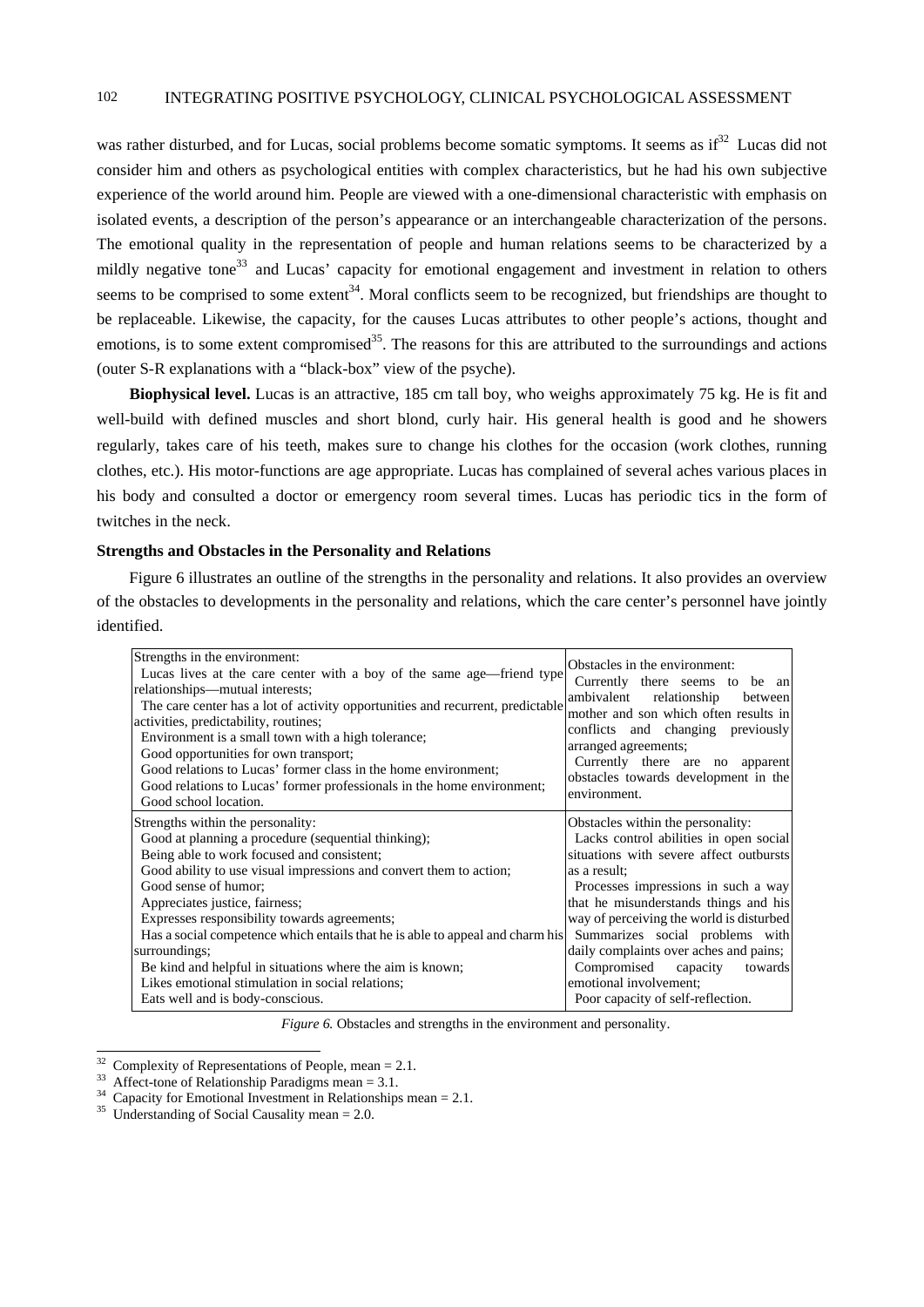was rather disturbed, and for Lucas, social problems become somatic symptoms. It seems as if[32] Lucas did not consider him and others as psychological entities with complex characteristics, but he had his own subjective experience of the world around him. People are viewed with a one-dimensional characteristic with emphasis on isolated events, a description of the person's appearance or an interchangeable characterization of the persons. The emotional quality in the representation of people and human relations seems to be characterized by a mildly negative tone[33] and Lucas' capacity for emotional engagement and investment in relation to others seems to be comprised to some extent[34]. Moral conflicts seem to be recognized, but friendships are thought to be replaceable. Likewise, the capacity, for the causes Lucas attributes to other people's actions, thought and emotions, is to some extent compromised[35]. The reasons for this are attributed to the surroundings and actions (outer S-R explanations with a "black-box" view of the psyche).

**Biophysical level.** Lucas is an attractive, 185 cm tall boy, who weighs approximately 75 kg. He is fit and well-build with defined muscles and short blond, curly hair. His general health is good and he showers regularly, takes care of his teeth, makes sure to change his clothes for the occasion (work clothes, running clothes, etc.). His motor-functions are age appropriate. Lucas has complained of several aches various places in his body and consulted a doctor or emergency room several times. Lucas has periodic tics in the form of twitches in the neck.

### Strengths and Obstacles in the Personality and Relations

Figure 6 illustrates an outline of the strengths in the personality and relations. It also provides an overview of the obstacles to developments in the personality and relations, which the care center's personnel have jointly identified.

| Strengths | Obstacles |
|---|---|
| Strengths in the environment:<br>Lucas lives at the care center with a boy of the same age—friend type relationships—mutual interests;<br>The care center has a lot of activity opportunities and recurrent, predictable activities, predictability, routines;<br>Environment is a small town with a high tolerance;<br>Good opportunities for own transport;<br>Good relations to Lucas' former class in the home environment;<br>Good relations to Lucas' former professionals in the home environment;<br>Good school location. | Obstacles in the environment:<br>Currently there seems to be an ambivalent relationship between mother and son which often results in conflicts and changing previously arranged agreements;<br>Currently there are no apparent obstacles towards development in the environment. |
| Strengths within the personality:<br>Good at planning a procedure (sequential thinking);<br>Being able to work focused and consistent;<br>Good ability to use visual impressions and convert them to action;<br>Good sense of humor;<br>Appreciates justice, fairness;<br>Expresses responsibility towards agreements;<br>Has a social competence which entails that he is able to appeal and charm his surroundings;<br>Be kind and helpful in situations where the aim is known;<br>Likes emotional stimulation in social relations;<br>Eats well and is body-conscious. | Obstacles within the personality:<br>Lacks control abilities in open social situations with severe affect outbursts as a result;<br>Processes impressions in such a way that he misunderstands things and his way of perceiving the world is disturbed<br>Summarizes social problems with daily complaints over aches and pains;<br>Compromised capacity towards emotional involvement;<br>Poor capacity of self-reflection. |

*Figure 6.* Obstacles and strengths in the environment and personality.

[32] Complexity of Representations of People, mean = 2.1.
[33] Affect-tone of Relationship Paradigms mean = 3.1.
[34] Capacity for Emotional Investment in Relationships mean = 2.1.
[35] Understanding of Social Causality mean = 2.0.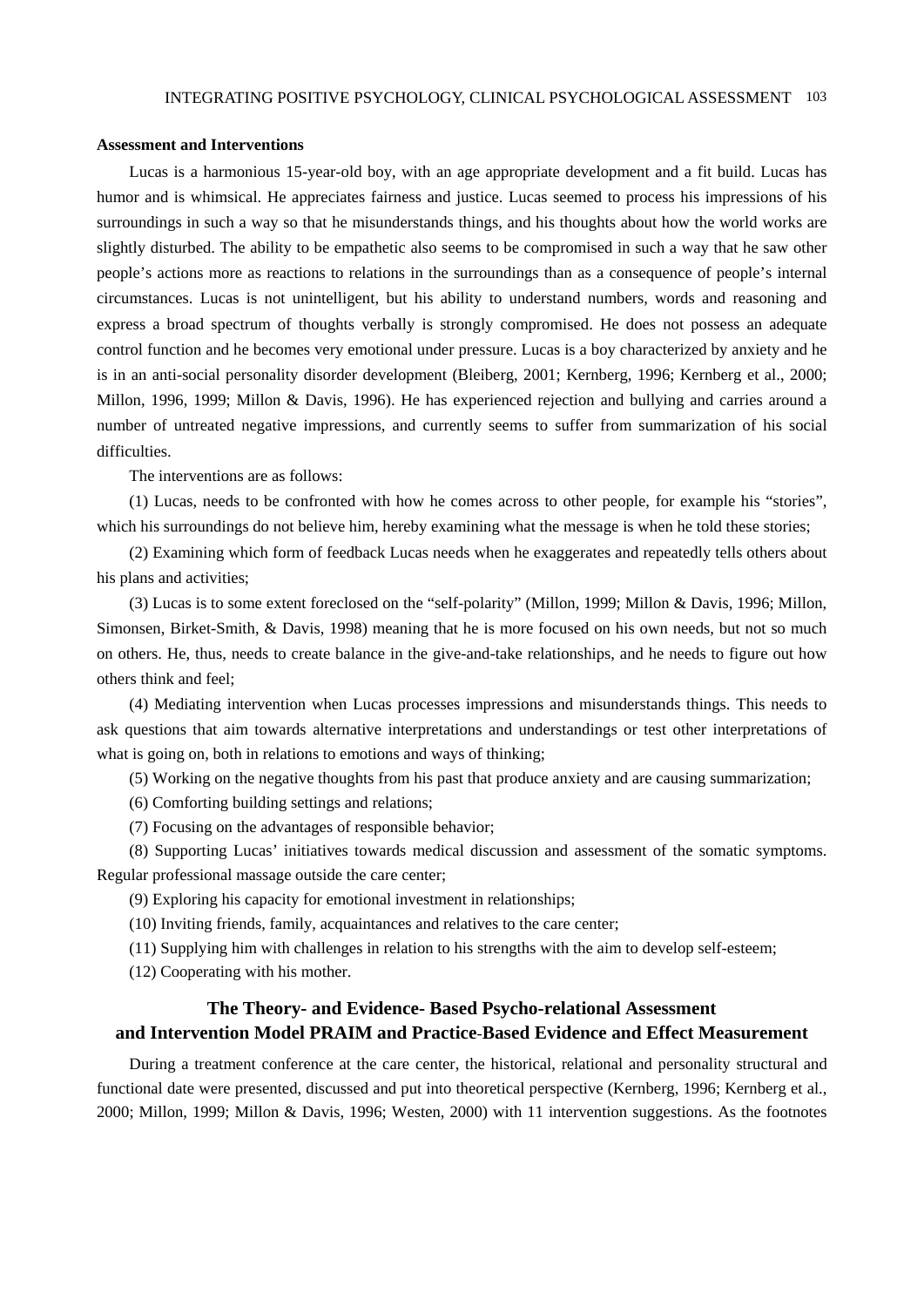**Assessment and Interventions**

Lucas is a harmonious 15-year-old boy, with an age appropriate development and a fit build. Lucas has humor and is whimsical. He appreciates fairness and justice. Lucas seemed to process his impressions of his surroundings in such a way so that he misunderstands things, and his thoughts about how the world works are slightly disturbed. The ability to be empathetic also seems to be compromised in such a way that he saw other people's actions more as reactions to relations in the surroundings than as a consequence of people's internal circumstances. Lucas is not unintelligent, but his ability to understand numbers, words and reasoning and express a broad spectrum of thoughts verbally is strongly compromised. He does not possess an adequate control function and he becomes very emotional under pressure. Lucas is a boy characterized by anxiety and he is in an anti-social personality disorder development (Bleiberg, 2001; Kernberg, 1996; Kernberg et al., 2000; Millon, 1996, 1999; Millon & Davis, 1996). He has experienced rejection and bullying and carries around a number of untreated negative impressions, and currently seems to suffer from summarization of his social difficulties.

The interventions are as follows:

(1) Lucas, needs to be confronted with how he comes across to other people, for example his "stories", which his surroundings do not believe him, hereby examining what the message is when he told these stories;

(2) Examining which form of feedback Lucas needs when he exaggerates and repeatedly tells others about his plans and activities;

(3) Lucas is to some extent foreclosed on the "self-polarity" (Millon, 1999; Millon & Davis, 1996; Millon, Simonsen, Birket-Smith, & Davis, 1998) meaning that he is more focused on his own needs, but not so much on others. He, thus, needs to create balance in the give-and-take relationships, and he needs to figure out how others think and feel;

(4) Mediating intervention when Lucas processes impressions and misunderstands things. This needs to ask questions that aim towards alternative interpretations and understandings or test other interpretations of what is going on, both in relations to emotions and ways of thinking;

(5) Working on the negative thoughts from his past that produce anxiety and are causing summarization;

(6) Comforting building settings and relations;

(7) Focusing on the advantages of responsible behavior;

(8) Supporting Lucas' initiatives towards medical discussion and assessment of the somatic symptoms. Regular professional massage outside the care center;

(9) Exploring his capacity for emotional investment in relationships;

(10) Inviting friends, family, acquaintances and relatives to the care center;

(11) Supplying him with challenges in relation to his strengths with the aim to develop self-esteem;

(12) Cooperating with his mother.

## The Theory- and Evidence- Based Psycho-relational Assessment and Intervention Model PRAIM and Practice-Based Evidence and Effect Measurement

During a treatment conference at the care center, the historical, relational and personality structural and functional date were presented, discussed and put into theoretical perspective (Kernberg, 1996; Kernberg et al., 2000; Millon, 1999; Millon & Davis, 1996; Westen, 2000) with 11 intervention suggestions. As the footnotes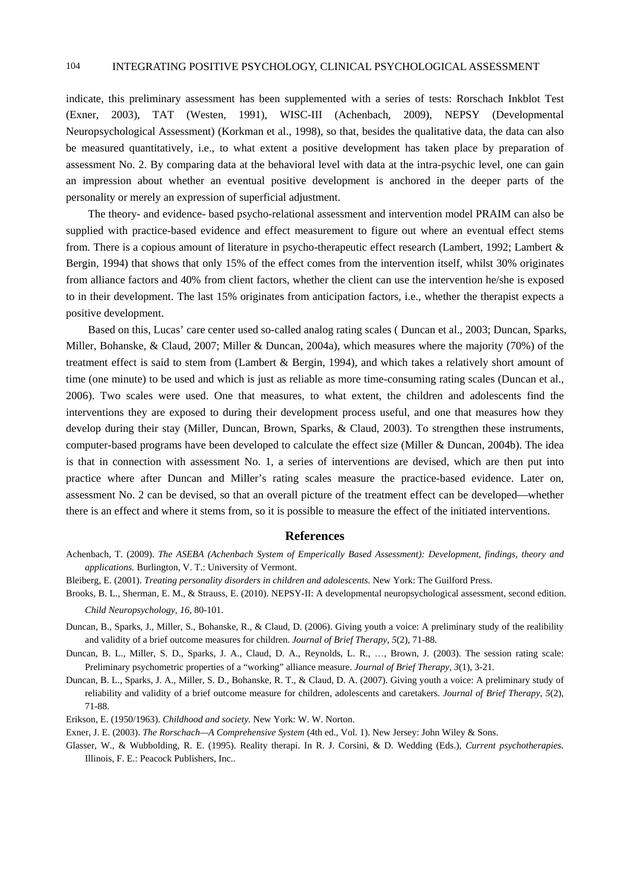indicate, this preliminary assessment has been supplemented with a series of tests: Rorschach Inkblot Test (Exner, 2003), TAT (Westen, 1991), WISC-III (Achenbach, 2009), NEPSY (Developmental Neuropsychological Assessment) (Korkman et al., 1998), so that, besides the qualitative data, the data can also be measured quantitatively, i.e., to what extent a positive development has taken place by preparation of assessment No. 2. By comparing data at the behavioral level with data at the intra-psychic level, one can gain an impression about whether an eventual positive development is anchored in the deeper parts of the personality or merely an expression of superficial adjustment.

The theory- and evidence- based psycho-relational assessment and intervention model PRAIM can also be supplied with practice-based evidence and effect measurement to figure out where an eventual effect stems from. There is a copious amount of literature in psycho-therapeutic effect research (Lambert, 1992; Lambert & Bergin, 1994) that shows that only 15% of the effect comes from the intervention itself, whilst 30% originates from alliance factors and 40% from client factors, whether the client can use the intervention he/she is exposed to in their development. The last 15% originates from anticipation factors, i.e., whether the therapist expects a positive development.

Based on this, Lucas' care center used so-called analog rating scales ( Duncan et al., 2003; Duncan, Sparks, Miller, Bohanske, & Claud, 2007; Miller & Duncan, 2004a), which measures where the majority (70%) of the treatment effect is said to stem from (Lambert & Bergin, 1994), and which takes a relatively short amount of time (one minute) to be used and which is just as reliable as more time-consuming rating scales (Duncan et al., 2006). Two scales were used. One that measures, to what extent, the children and adolescents find the interventions they are exposed to during their development process useful, and one that measures how they develop during their stay (Miller, Duncan, Brown, Sparks, & Claud, 2003). To strengthen these instruments, computer-based programs have been developed to calculate the effect size (Miller & Duncan, 2004b). The idea is that in connection with assessment No. 1, a series of interventions are devised, which are then put into practice where after Duncan and Miller's rating scales measure the practice-based evidence. Later on, assessment No. 2 can be devised, so that an overall picture of the treatment effect can be developed—whether there is an effect and where it stems from, so it is possible to measure the effect of the initiated interventions.

## References

Achenbach, T. (2009). *The ASEBA (Achenbach System of Emperically Based Assessment): Development, findings, theory and applications.* Burlington, V. T.: University of Vermont.

Bleiberg, E. (2001). *Treating personality disorders in children and adolescents.* New York: The Guilford Press.

Brooks, B. L., Sherman, E. M., & Strauss, E. (2010). NEPSY-II: A developmental neuropsychological assessment, second edition. *Child Neuropsychology, 16*, 80-101.

Duncan, B., Sparks, J., Miller, S., Bohanske, R., & Claud, D. (2006). Giving youth a voice: A preliminary study of the realibility and validity of a brief outcome measures for children. *Journal of Brief Therapy, 5*(2), 71-88.

Duncan, B. L., Miller, S. D., Sparks, J. A., Claud, D. A., Reynolds, L. R., …, Brown, J. (2003). The session rating scale: Preliminary psychometric properties of a "working" alliance measure. *Journal of Brief Therapy, 3*(1), 3-21.

Duncan, B. L., Sparks, J. A., Miller, S. D., Bohanske, R. T., & Claud, D. A. (2007). Giving youth a voice: A preliminary study of reliability and validity of a brief outcome measure for children, adolescents and caretakers. *Journal of Brief Therapy, 5*(2), 71-88.

Erikson, E. (1950/1963). *Childhood and society.* New York: W. W. Norton.

Exner, J. E. (2003). *The Rorschach—A Comprehensive System* (4th ed., Vol. 1). New Jersey: John Wiley & Sons.

Glasser, W., & Wubbolding, R. E. (1995). Reality therapi. In R. J. Corsini, & D. Wedding (Eds.), *Current psychotherapies.* Illinois, F. E.: Peacock Publishers, Inc..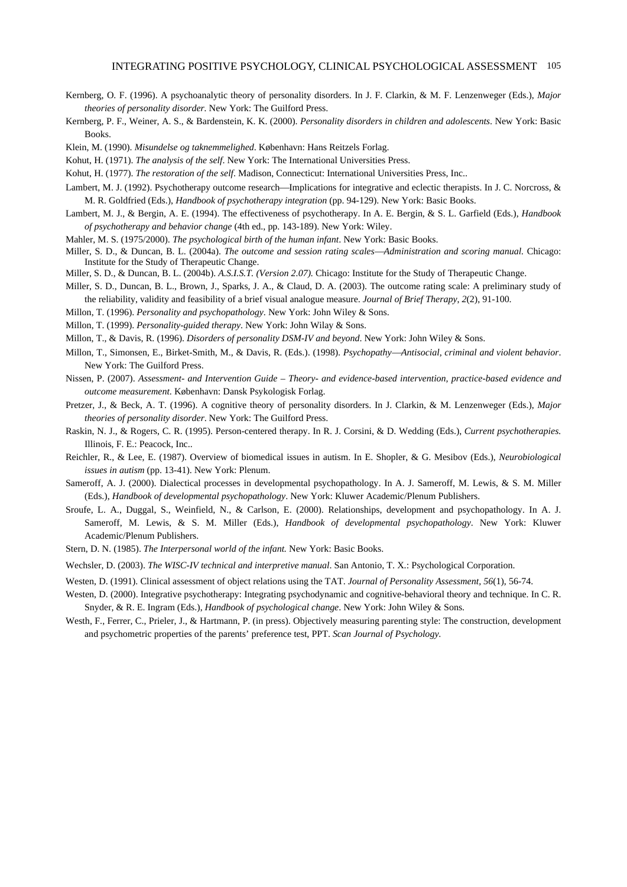Kernberg, O. F. (1996). A psychoanalytic theory of personality disorders. In J. F. Clarkin, & M. F. Lenzenweger (Eds.), *Major theories of personality disorder*. New York: The Guilford Press.

Kernberg, P. F., Weiner, A. S., & Bardenstein, K. K. (2000). *Personality disorders in children and adolescents*. New York: Basic Books.

Klein, M. (1990). *Misundelse og taknemmelighed*. København: Hans Reitzels Forlag.

Kohut, H. (1971). *The analysis of the self*. New York: The International Universities Press.

Kohut, H. (1977). *The restoration of the self*. Madison, Connecticut: International Universities Press, Inc..

Lambert, M. J. (1992). Psychotherapy outcome research—Implications for integrative and eclectic therapists. In J. C. Norcross, & M. R. Goldfried (Eds.), *Handbook of psychotherapy integration* (pp. 94-129). New York: Basic Books.

Lambert, M. J., & Bergin, A. E. (1994). The effectiveness of psychotherapy. In A. E. Bergin, & S. L. Garfield (Eds.), *Handbook of psychotherapy and behavior change* (4th ed., pp. 143-189). New York: Wiley.

Mahler, M. S. (1975/2000). *The psychological birth of the human infant*. New York: Basic Books.

Miller, S. D., & Duncan, B. L. (2004a). *The outcome and session rating scales—Administration and scoring manual*. Chicago: Institute for the Study of Therapeutic Change.

Miller, S. D., & Duncan, B. L. (2004b). *A.S.I.S.T. (Version 2.07)*. Chicago: Institute for the Study of Therapeutic Change.

Miller, S. D., Duncan, B. L., Brown, J., Sparks, J. A., & Claud, D. A. (2003). The outcome rating scale: A preliminary study of the reliability, validity and feasibility of a brief visual analogue measure. *Journal of Brief Therapy, 2*(2), 91-100.

Millon, T. (1996). *Personality and psychopathology*. New York: John Wiley & Sons.

Millon, T. (1999). *Personality-guided therapy*. New York: John Wilay & Sons.

Millon, T., & Davis, R. (1996). *Disorders of personality DSM-IV and beyond*. New York: John Wiley & Sons.

Millon, T., Simonsen, E., Birket-Smith, M., & Davis, R. (Eds.). (1998). *Psychopathy—Antisocial, criminal and violent behavior*. New York: The Guilford Press.

Nissen, P. (2007). *Assessment- and Intervention Guide – Theory- and evidence-based intervention, practice-based evidence and outcome measurement*. København: Dansk Psykologisk Forlag.

Pretzer, J., & Beck, A. T. (1996). A cognitive theory of personality disorders. In J. Clarkin, & M. Lenzenweger (Eds.), *Major theories of personality disorder*. New York: The Guilford Press.

Raskin, N. J., & Rogers, C. R. (1995). Person-centered therapy. In R. J. Corsini, & D. Wedding (Eds.), *Current psychotherapies*. Illinois, F. E.: Peacock, Inc..

Reichler, R., & Lee, E. (1987). Overview of biomedical issues in autism. In E. Shopler, & G. Mesibov (Eds.), *Neurobiological issues in autism* (pp. 13-41). New York: Plenum.

Sameroff, A. J. (2000). Dialectical processes in developmental psychopathology. In A. J. Sameroff, M. Lewis, & S. M. Miller (Eds.), *Handbook of developmental psychopathology*. New York: Kluwer Academic/Plenum Publishers.

Sroufe, L. A., Duggal, S., Weinfield, N., & Carlson, E. (2000). Relationships, development and psychopathology. In A. J. Sameroff, M. Lewis, & S. M. Miller (Eds.), *Handbook of developmental psychopathology*. New York: Kluwer Academic/Plenum Publishers.

Stern, D. N. (1985). *The Interpersonal world of the infant*. New York: Basic Books.

Wechsler, D. (2003). *The WISC-IV technical and interpretive manual*. San Antonio, T. X.: Psychological Corporation.

Westen, D. (1991). Clinical assessment of object relations using the TAT. *Journal of Personality Assessment, 56*(1), 56-74.

Westen, D. (2000). Integrative psychotherapy: Integrating psychodynamic and cognitive-behavioral theory and technique. In C. R. Snyder, & R. E. Ingram (Eds.), *Handbook of psychological change*. New York: John Wiley & Sons.

Westh, F., Ferrer, C., Prieler, J., & Hartmann, P. (in press). Objectively measuring parenting style: The construction, development and psychometric properties of the parents' preference test, PPT. *Scan Journal of Psychology.*